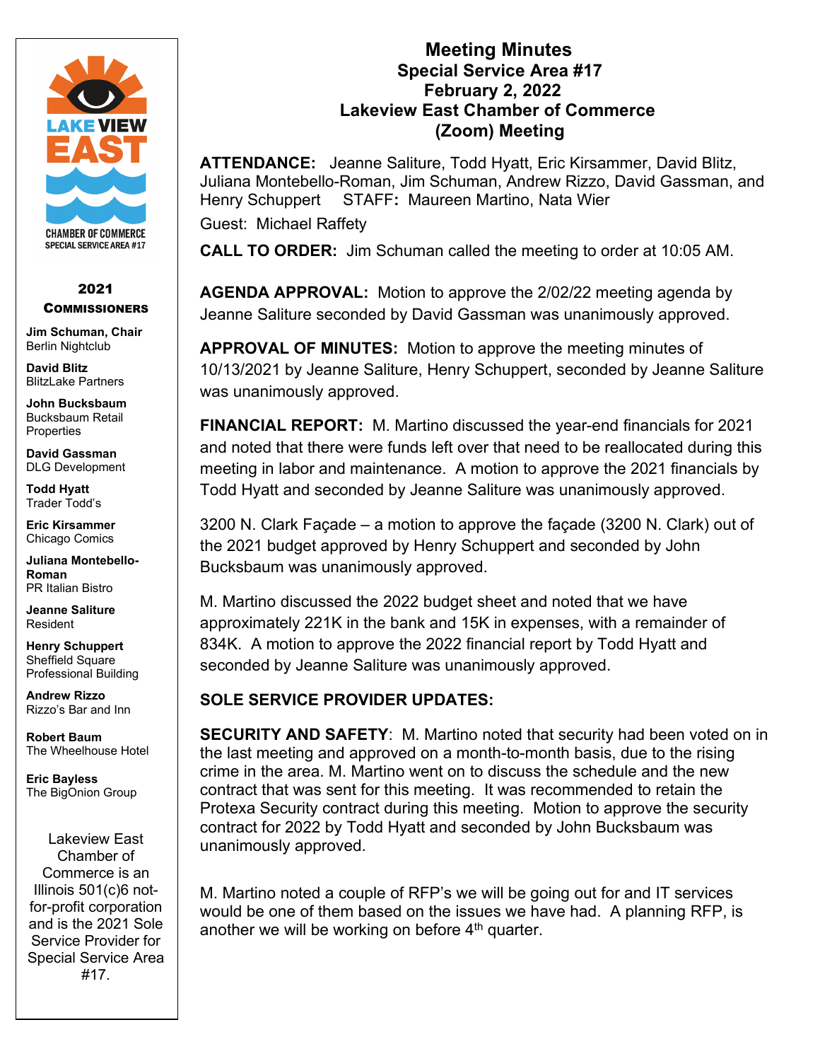# Meeting Minutes
## Special Service Area #17
## February 2, 2022
## Lakeview East Chamber of Commerce
## (Zoom) Meeting

**ATTENDANCE:** Jeanne Saliture, Todd Hyatt, Eric Kirsammer, David Blitz, Juliana Montebello-Roman, Jim Schuman, Andrew Rizzo, David Gassman, and Henry Schuppert  STAFF**:** Maureen Martino, Nata Wier

Guest: Michael Raffety

**CALL TO ORDER:** Jim Schuman called the meeting to order at 10:05 AM.

**AGENDA APPROVAL:** Motion to approve the 2/02/22 meeting agenda by Jeanne Saliture seconded by David Gassman was unanimously approved.

**APPROVAL OF MINUTES:** Motion to approve the meeting minutes of 10/13/2021 by Jeanne Saliture, Henry Schuppert, seconded by Jeanne Saliture was unanimously approved.

**FINANCIAL REPORT:** M. Martino discussed the year-end financials for 2021 and noted that there were funds left over that need to be reallocated during this meeting in labor and maintenance. A motion to approve the 2021 financials by Todd Hyatt and seconded by Jeanne Saliture was unanimously approved.

3200 N. Clark Façade – a motion to approve the façade (3200 N. Clark) out of the 2021 budget approved by Henry Schuppert and seconded by John Bucksbaum was unanimously approved.

M. Martino discussed the 2022 budget sheet and noted that we have approximately 221K in the bank and 15K in expenses, with a remainder of 834K. A motion to approve the 2022 financial report by Todd Hyatt and seconded by Jeanne Saliture was unanimously approved.

**SOLE SERVICE PROVIDER UPDATES:**

**SECURITY AND SAFETY**: M. Martino noted that security had been voted on in the last meeting and approved on a month-to-month basis, due to the rising crime in the area. M. Martino went on to discuss the schedule and the new contract that was sent for this meeting. It was recommended to retain the Protexa Security contract during this meeting. Motion to approve the security contract for 2022 by Todd Hyatt and seconded by John Bucksbaum was unanimously approved.

M. Martino noted a couple of RFP's we will be going out for and IT services would be one of them based on the issues we have had. A planning RFP, is another we will be working on before 4th quarter.

LAKE VIEW EAST
CHAMBER OF COMMERCE
SPECIAL SERVICE AREA #17

**2021 COMMISSIONERS**

**Jim Schuman, Chair**
Berlin Nightclub

**David Blitz**
BlitzLake Partners

**John Bucksbaum**
Bucksbaum Retail Properties

**David Gassman**
DLG Development

**Todd Hyatt**
Trader Todd's

**Eric Kirsammer**
Chicago Comics

**Juliana Montebello-Roman**
PR Italian Bistro

**Jeanne Saliture**
Resident

**Henry Schuppert**
Sheffield Square Professional Building

**Andrew Rizzo**
Rizzo's Bar and Inn

**Robert Baum**
The Wheelhouse Hotel

**Eric Bayless**
The BigOnion Group

Lakeview East Chamber of Commerce is an Illinois 501(c)6 not-for-profit corporation and is the 2021 Sole Service Provider for Special Service Area #17.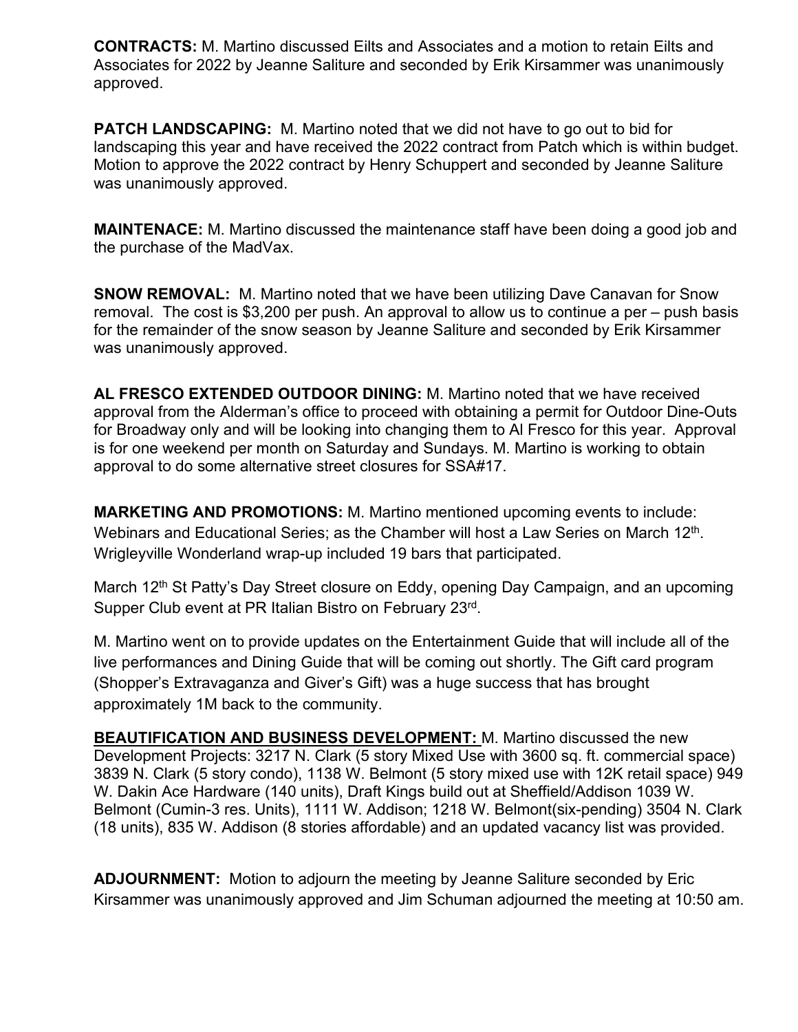**CONTRACTS:** M. Martino discussed Eilts and Associates and a motion to retain Eilts and Associates for 2022 by Jeanne Saliture and seconded by Erik Kirsammer was unanimously approved.

**PATCH LANDSCAPING:** M. Martino noted that we did not have to go out to bid for landscaping this year and have received the 2022 contract from Patch which is within budget. Motion to approve the 2022 contract by Henry Schuppert and seconded by Jeanne Saliture was unanimously approved.

**MAINTENACE:** M. Martino discussed the maintenance staff have been doing a good job and the purchase of the MadVax.

**SNOW REMOVAL:** M. Martino noted that we have been utilizing Dave Canavan for Snow removal. The cost is $3,200 per push. An approval to allow us to continue a per – push basis for the remainder of the snow season by Jeanne Saliture and seconded by Erik Kirsammer was unanimously approved.

**AL FRESCO EXTENDED OUTDOOR DINING:** M. Martino noted that we have received approval from the Alderman's office to proceed with obtaining a permit for Outdoor Dine-Outs for Broadway only and will be looking into changing them to Al Fresco for this year. Approval is for one weekend per month on Saturday and Sundays. M. Martino is working to obtain approval to do some alternative street closures for SSA#17.

**MARKETING AND PROMOTIONS:** M. Martino mentioned upcoming events to include: Webinars and Educational Series; as the Chamber will host a Law Series on March 12th. Wrigleyville Wonderland wrap-up included 19 bars that participated.

March 12th St Patty's Day Street closure on Eddy, opening Day Campaign, and an upcoming Supper Club event at PR Italian Bistro on February 23rd.

M. Martino went on to provide updates on the Entertainment Guide that will include all of the live performances and Dining Guide that will be coming out shortly. The Gift card program (Shopper's Extravaganza and Giver's Gift) was a huge success that has brought approximately 1M back to the community.

**BEAUTIFICATION AND BUSINESS DEVELOPMENT:** M. Martino discussed the new Development Projects: 3217 N. Clark (5 story Mixed Use with 3600 sq. ft. commercial space) 3839 N. Clark (5 story condo), 1138 W. Belmont (5 story mixed use with 12K retail space) 949 W. Dakin Ace Hardware (140 units), Draft Kings build out at Sheffield/Addison 1039 W. Belmont (Cumin-3 res. Units), 1111 W. Addison; 1218 W. Belmont(six-pending) 3504 N. Clark (18 units), 835 W. Addison (8 stories affordable) and an updated vacancy list was provided.

**ADJOURNMENT:** Motion to adjourn the meeting by Jeanne Saliture seconded by Eric Kirsammer was unanimously approved and Jim Schuman adjourned the meeting at 10:50 am.